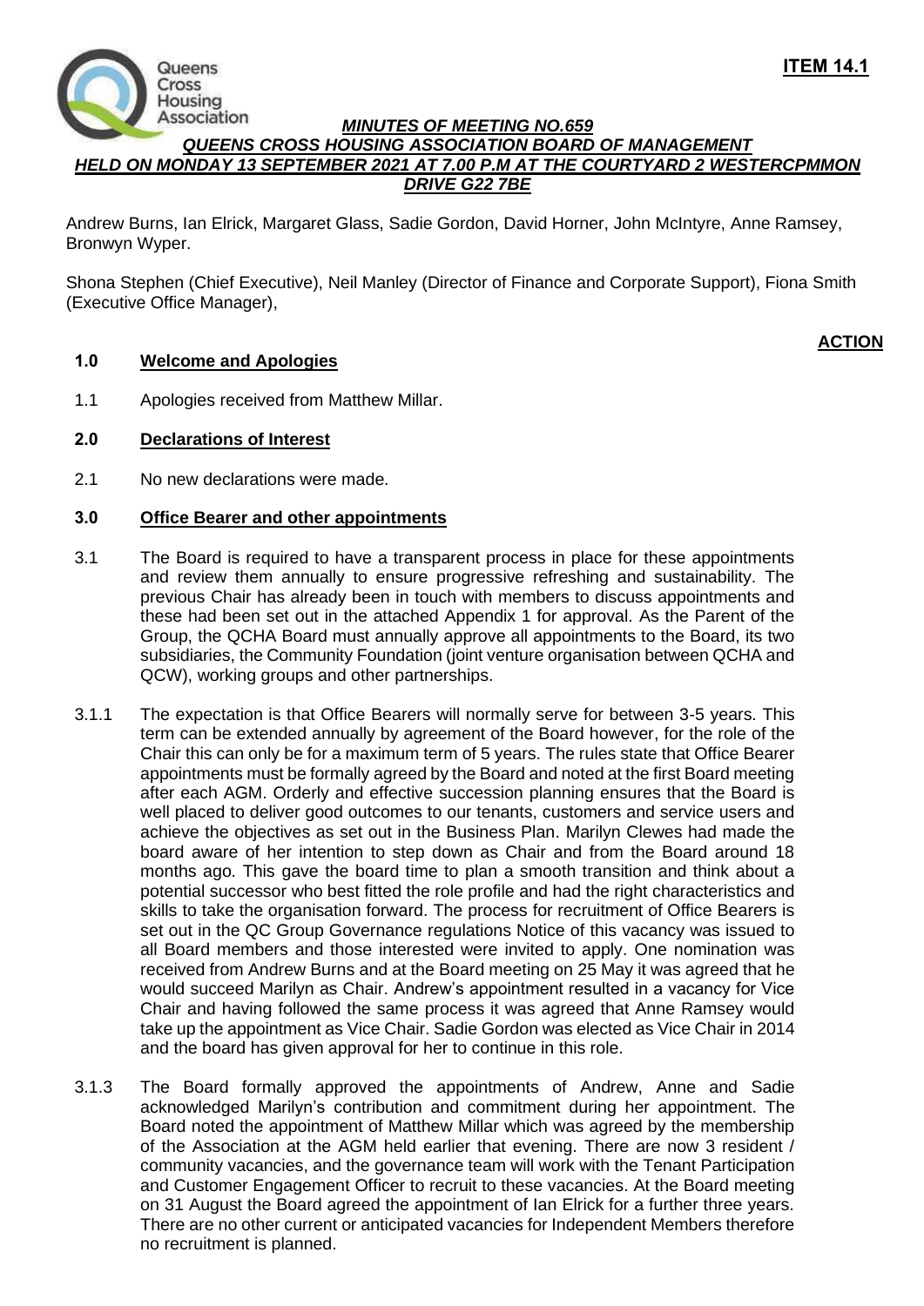**ITEM 14.1**

***MINUTES OF MEETING NO.659***
***QUEENS CROSS HOUSING ASSOCIATION BOARD OF MANAGEMENT***
***HELD ON MONDAY 13 SEPTEMBER 2021 AT 7.00 P.M AT THE COURTYARD 2 WESTERCPMMON DRIVE G22 7BE***

Andrew Burns, Ian Elrick, Margaret Glass, Sadie Gordon, David Horner, John McIntyre, Anne Ramsey, Bronwyn Wyper.

Shona Stephen (Chief Executive), Neil Manley (Director of Finance and Corporate Support), Fiona Smith (Executive Office Manager),

**ACTION**

**1.0 Welcome and Apologies**

1.1 Apologies received from Matthew Millar.

**2.0 Declarations of Interest**

2.1 No new declarations were made.

**3.0 Office Bearer and other appointments**

3.1 The Board is required to have a transparent process in place for these appointments and review them annually to ensure progressive refreshing and sustainability. The previous Chair has already been in touch with members to discuss appointments and these had been set out in the attached Appendix 1 for approval. As the Parent of the Group, the QCHA Board must annually approve all appointments to the Board, its two subsidiaries, the Community Foundation (joint venture organisation between QCHA and QCW), working groups and other partnerships.

3.1.1 The expectation is that Office Bearers will normally serve for between 3-5 years. This term can be extended annually by agreement of the Board however, for the role of the Chair this can only be for a maximum term of 5 years. The rules state that Office Bearer appointments must be formally agreed by the Board and noted at the first Board meeting after each AGM. Orderly and effective succession planning ensures that the Board is well placed to deliver good outcomes to our tenants, customers and service users and achieve the objectives as set out in the Business Plan. Marilyn Clewes had made the board aware of her intention to step down as Chair and from the Board around 18 months ago. This gave the board time to plan a smooth transition and think about a potential successor who best fitted the role profile and had the right characteristics and skills to take the organisation forward. The process for recruitment of Office Bearers is set out in the QC Group Governance regulations Notice of this vacancy was issued to all Board members and those interested were invited to apply. One nomination was received from Andrew Burns and at the Board meeting on 25 May it was agreed that he would succeed Marilyn as Chair. Andrew's appointment resulted in a vacancy for Vice Chair and having followed the same process it was agreed that Anne Ramsey would take up the appointment as Vice Chair. Sadie Gordon was elected as Vice Chair in 2014 and the board has given approval for her to continue in this role.

3.1.3 The Board formally approved the appointments of Andrew, Anne and Sadie acknowledged Marilyn's contribution and commitment during her appointment. The Board noted the appointment of Matthew Millar which was agreed by the membership of the Association at the AGM held earlier that evening. There are now 3 resident / community vacancies, and the governance team will work with the Tenant Participation and Customer Engagement Officer to recruit to these vacancies. At the Board meeting on 31 August the Board agreed the appointment of Ian Elrick for a further three years. There are no other current or anticipated vacancies for Independent Members therefore no recruitment is planned.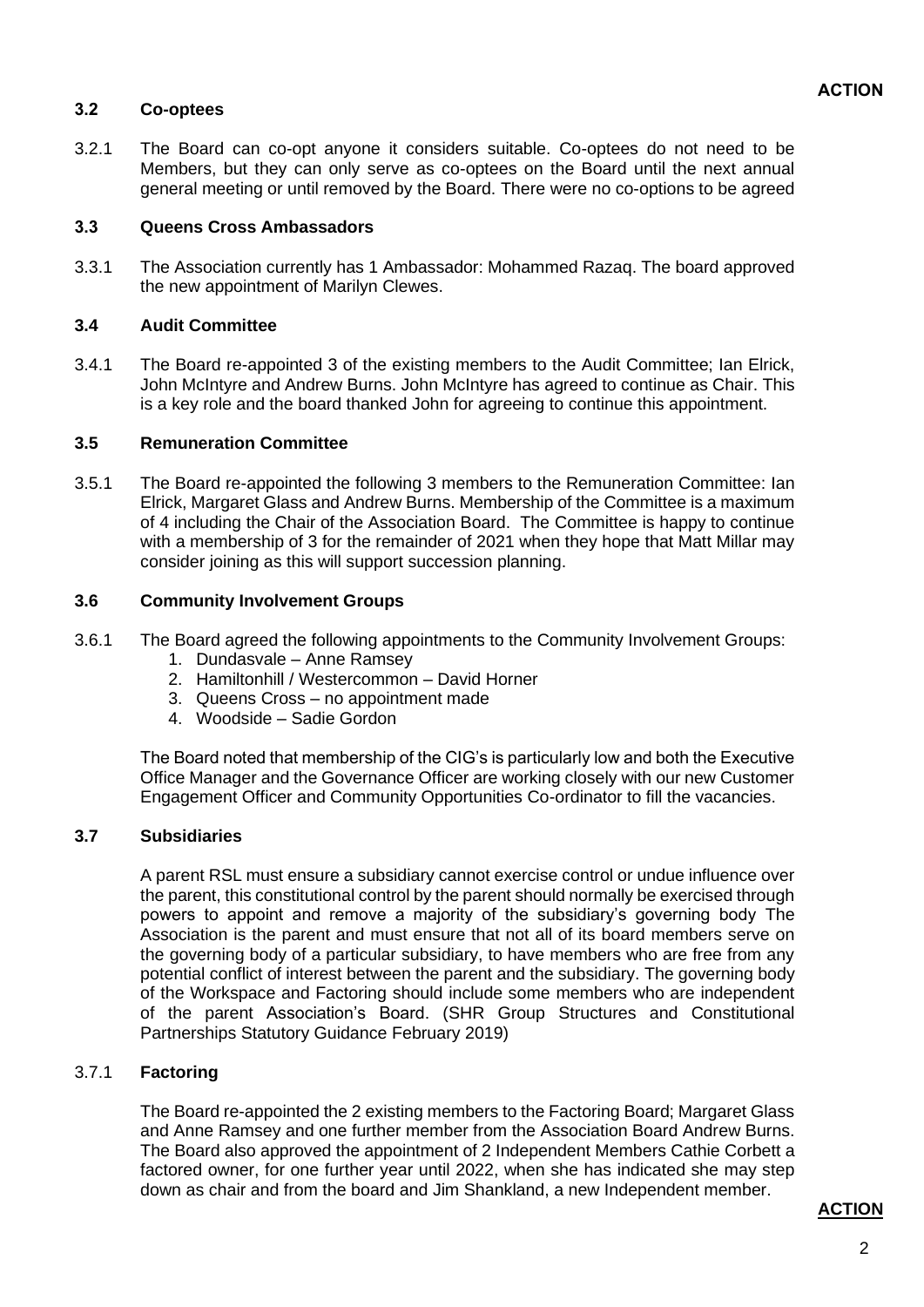**ACTION**

### 3.2 Co-optees

3.2.1 The Board can co-opt anyone it considers suitable. Co-optees do not need to be Members, but they can only serve as co-optees on the Board until the next annual general meeting or until removed by the Board. There were no co-options to be agreed

### 3.3 Queens Cross Ambassadors

3.3.1 The Association currently has 1 Ambassador: Mohammed Razaq. The board approved the new appointment of Marilyn Clewes.

### 3.4 Audit Committee

3.4.1 The Board re-appointed 3 of the existing members to the Audit Committee; Ian Elrick, John McIntyre and Andrew Burns. John McIntyre has agreed to continue as Chair. This is a key role and the board thanked John for agreeing to continue this appointment.

### 3.5 Remuneration Committee

3.5.1 The Board re-appointed the following 3 members to the Remuneration Committee: Ian Elrick, Margaret Glass and Andrew Burns. Membership of the Committee is a maximum of 4 including the Chair of the Association Board. The Committee is happy to continue with a membership of 3 for the remainder of 2021 when they hope that Matt Millar may consider joining as this will support succession planning.

### 3.6 Community Involvement Groups

3.6.1 The Board agreed the following appointments to the Community Involvement Groups:

1. Dundasvale – Anne Ramsey
2. Hamiltonhill / Westercommon – David Horner
3. Queens Cross – no appointment made
4. Woodside – Sadie Gordon

The Board noted that membership of the CIG's is particularly low and both the Executive Office Manager and the Governance Officer are working closely with our new Customer Engagement Officer and Community Opportunities Co-ordinator to fill the vacancies.

### 3.7 Subsidiaries

A parent RSL must ensure a subsidiary cannot exercise control or undue influence over the parent, this constitutional control by the parent should normally be exercised through powers to appoint and remove a majority of the subsidiary's governing body The Association is the parent and must ensure that not all of its board members serve on the governing body of a particular subsidiary, to have members who are free from any potential conflict of interest between the parent and the subsidiary. The governing body of the Workspace and Factoring should include some members who are independent of the parent Association's Board. (SHR Group Structures and Constitutional Partnerships Statutory Guidance February 2019)

3.7.1 **Factoring**

The Board re-appointed the 2 existing members to the Factoring Board; Margaret Glass and Anne Ramsey and one further member from the Association Board Andrew Burns. The Board also approved the appointment of 2 Independent Members Cathie Corbett a factored owner, for one further year until 2022, when she has indicated she may step down as chair and from the board and Jim Shankland, a new Independent member.

**ACTION**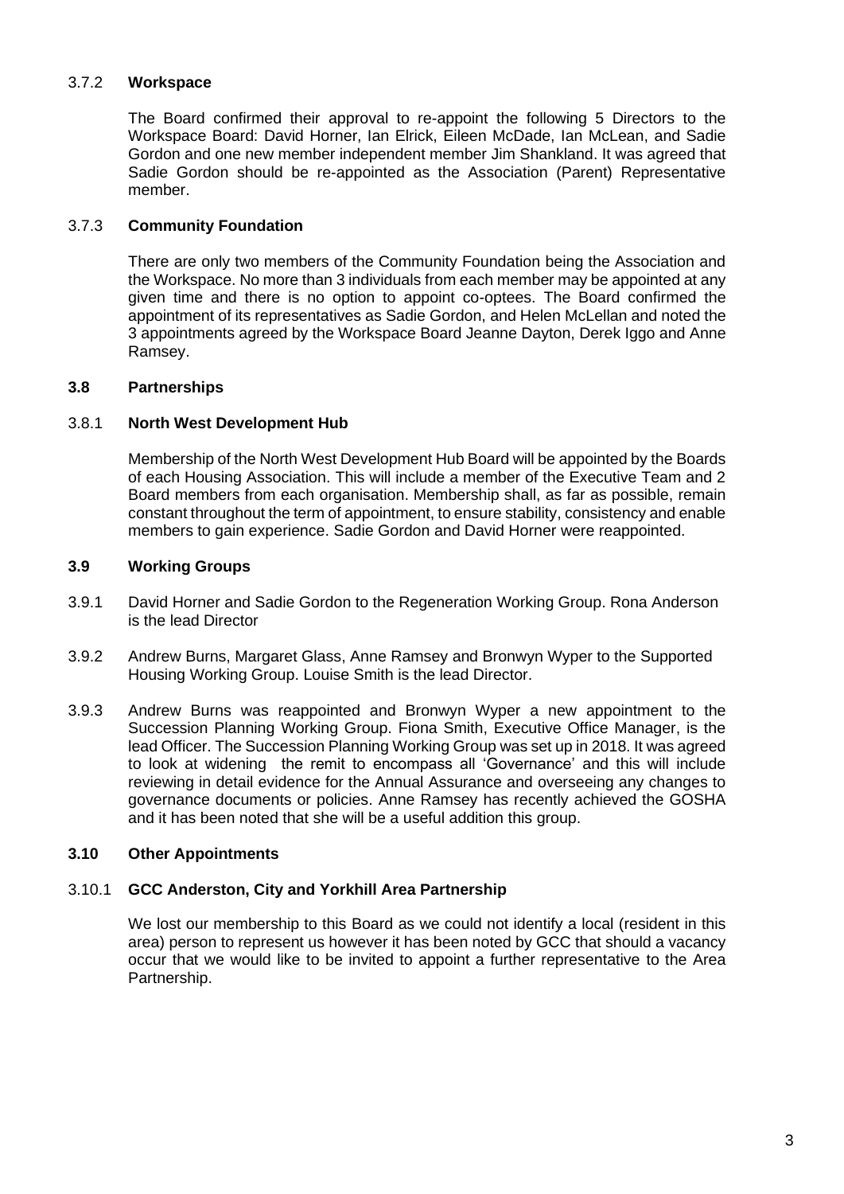### 3.7.2 **Workspace**

The Board confirmed their approval to re-appoint the following 5 Directors to the Workspace Board: David Horner, Ian Elrick, Eileen McDade, Ian McLean, and Sadie Gordon and one new member independent member Jim Shankland. It was agreed that Sadie Gordon should be re-appointed as the Association (Parent) Representative member.

### 3.7.3 **Community Foundation**

There are only two members of the Community Foundation being the Association and the Workspace. No more than 3 individuals from each member may be appointed at any given time and there is no option to appoint co-optees. The Board confirmed the appointment of its representatives as Sadie Gordon, and Helen McLellan and noted the 3 appointments agreed by the Workspace Board Jeanne Dayton, Derek Iggo and Anne Ramsey.

## **3.8 Partnerships**

### 3.8.1 **North West Development Hub**

Membership of the North West Development Hub Board will be appointed by the Boards of each Housing Association. This will include a member of the Executive Team and 2 Board members from each organisation. Membership shall, as far as possible, remain constant throughout the term of appointment, to ensure stability, consistency and enable members to gain experience. Sadie Gordon and David Horner were reappointed.

## **3.9 Working Groups**

3.9.1 David Horner and Sadie Gordon to the Regeneration Working Group. Rona Anderson is the lead Director

3.9.2 Andrew Burns, Margaret Glass, Anne Ramsey and Bronwyn Wyper to the Supported Housing Working Group. Louise Smith is the lead Director.

3.9.3 Andrew Burns was reappointed and Bronwyn Wyper a new appointment to the Succession Planning Working Group. Fiona Smith, Executive Office Manager, is the lead Officer. The Succession Planning Working Group was set up in 2018. It was agreed to look at widening the remit to encompass all 'Governance' and this will include reviewing in detail evidence for the Annual Assurance and overseeing any changes to governance documents or policies. Anne Ramsey has recently achieved the GOSHA and it has been noted that she will be a useful addition this group.

## **3.10 Other Appointments**

### 3.10.1 **GCC Anderston, City and Yorkhill Area Partnership**

We lost our membership to this Board as we could not identify a local (resident in this area) person to represent us however it has been noted by GCC that should a vacancy occur that we would like to be invited to appoint a further representative to the Area Partnership.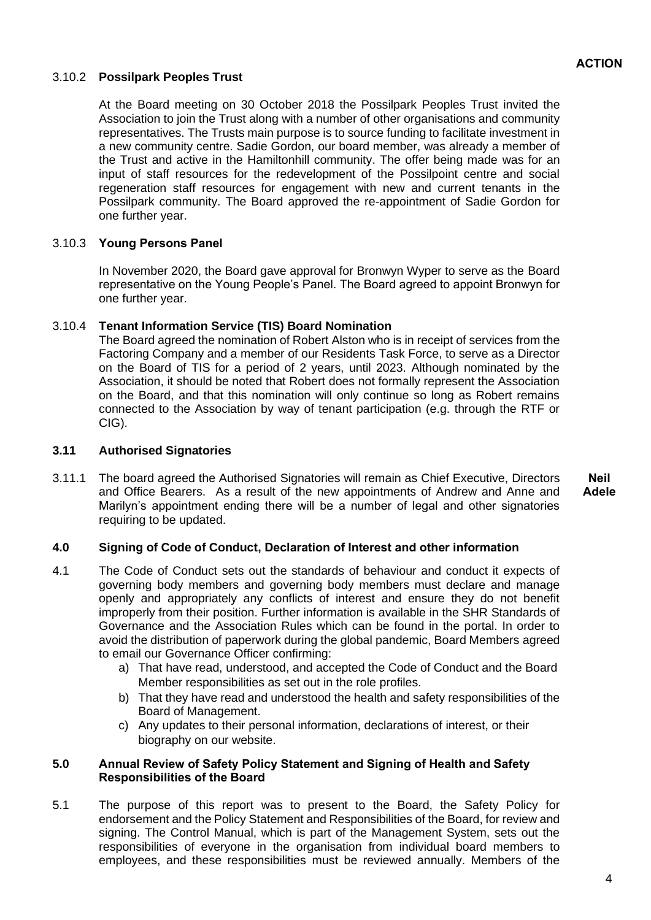**ACTION**

#### 3.10.2 **Possilpark Peoples Trust**

At the Board meeting on 30 October 2018 the Possilpark Peoples Trust invited the Association to join the Trust along with a number of other organisations and community representatives. The Trusts main purpose is to source funding to facilitate investment in a new community centre. Sadie Gordon, our board member, was already a member of the Trust and active in the Hamiltonhill community. The offer being made was for an input of staff resources for the redevelopment of the Possilpoint centre and social regeneration staff resources for engagement with new and current tenants in the Possilpark community. The Board approved the re-appointment of Sadie Gordon for one further year.

#### 3.10.3 **Young Persons Panel**

In November 2020, the Board gave approval for Bronwyn Wyper to serve as the Board representative on the Young People's Panel. The Board agreed to appoint Bronwyn for one further year.

#### 3.10.4 **Tenant Information Service (TIS) Board Nomination**

The Board agreed the nomination of Robert Alston who is in receipt of services from the Factoring Company and a member of our Residents Task Force, to serve as a Director on the Board of TIS for a period of 2 years, until 2023. Although nominated by the Association, it should be noted that Robert does not formally represent the Association on the Board, and that this nomination will only continue so long as Robert remains connected to the Association by way of tenant participation (e.g. through the RTF or CIG).

### 3.11 Authorised Signatories

3.11.1 The board agreed the Authorised Signatories will remain as Chief Executive, Directors and Office Bearers. As a result of the new appointments of Andrew and Anne and Marilyn's appointment ending there will be a number of legal and other signatories requiring to be updated. **Neil Adele**

## 4.0 Signing of Code of Conduct, Declaration of Interest and other information

4.1 The Code of Conduct sets out the standards of behaviour and conduct it expects of governing body members and governing body members must declare and manage openly and appropriately any conflicts of interest and ensure they do not benefit improperly from their position. Further information is available in the SHR Standards of Governance and the Association Rules which can be found in the portal. In order to avoid the distribution of paperwork during the global pandemic, Board Members agreed to email our Governance Officer confirming:

a) That have read, understood, and accepted the Code of Conduct and the Board Member responsibilities as set out in the role profiles.
b) That they have read and understood the health and safety responsibilities of the Board of Management.
c) Any updates to their personal information, declarations of interest, or their biography on our website.

## 5.0 Annual Review of Safety Policy Statement and Signing of Health and Safety Responsibilities of the Board

5.1 The purpose of this report was to present to the Board, the Safety Policy for endorsement and the Policy Statement and Responsibilities of the Board, for review and signing. The Control Manual, which is part of the Management System, sets out the responsibilities of everyone in the organisation from individual board members to employees, and these responsibilities must be reviewed annually. Members of the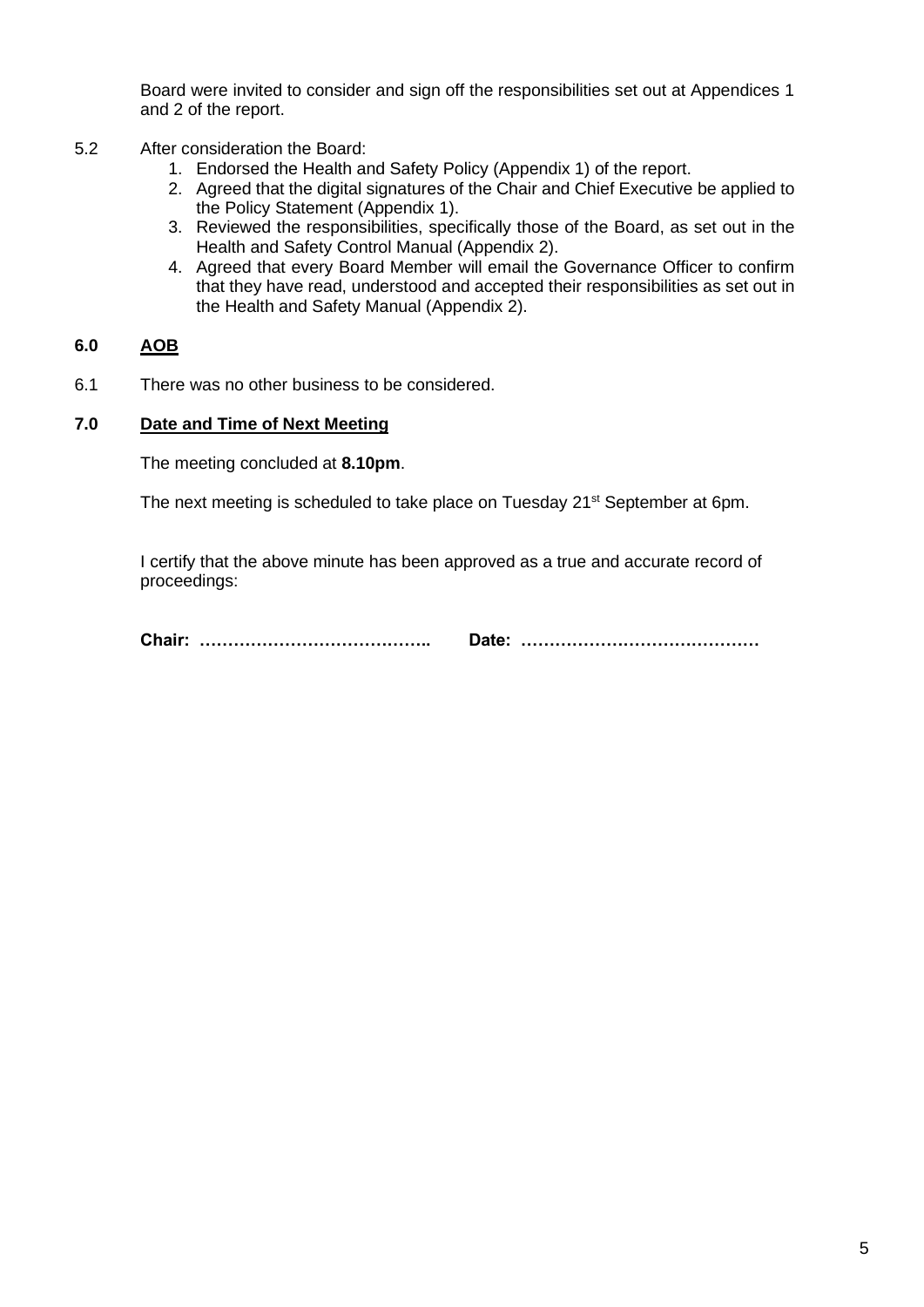Board were invited to consider and sign off the responsibilities set out at Appendices 1 and 2 of the report.

5.2 After consideration the Board:

1. Endorsed the Health and Safety Policy (Appendix 1) of the report.
2. Agreed that the digital signatures of the Chair and Chief Executive be applied to the Policy Statement (Appendix 1).
3. Reviewed the responsibilities, specifically those of the Board, as set out in the Health and Safety Control Manual (Appendix 2).
4. Agreed that every Board Member will email the Governance Officer to confirm that they have read, understood and accepted their responsibilities as set out in the Health and Safety Manual (Appendix 2).

## 6.0 AOB

6.1 There was no other business to be considered.

## 7.0 Date and Time of Next Meeting

The meeting concluded at **8.10pm**.

The next meeting is scheduled to take place on Tuesday 21st September at 6pm.

I certify that the above minute has been approved as a true and accurate record of proceedings:

**Chair: ………………………………….. Date: ……………………………………**